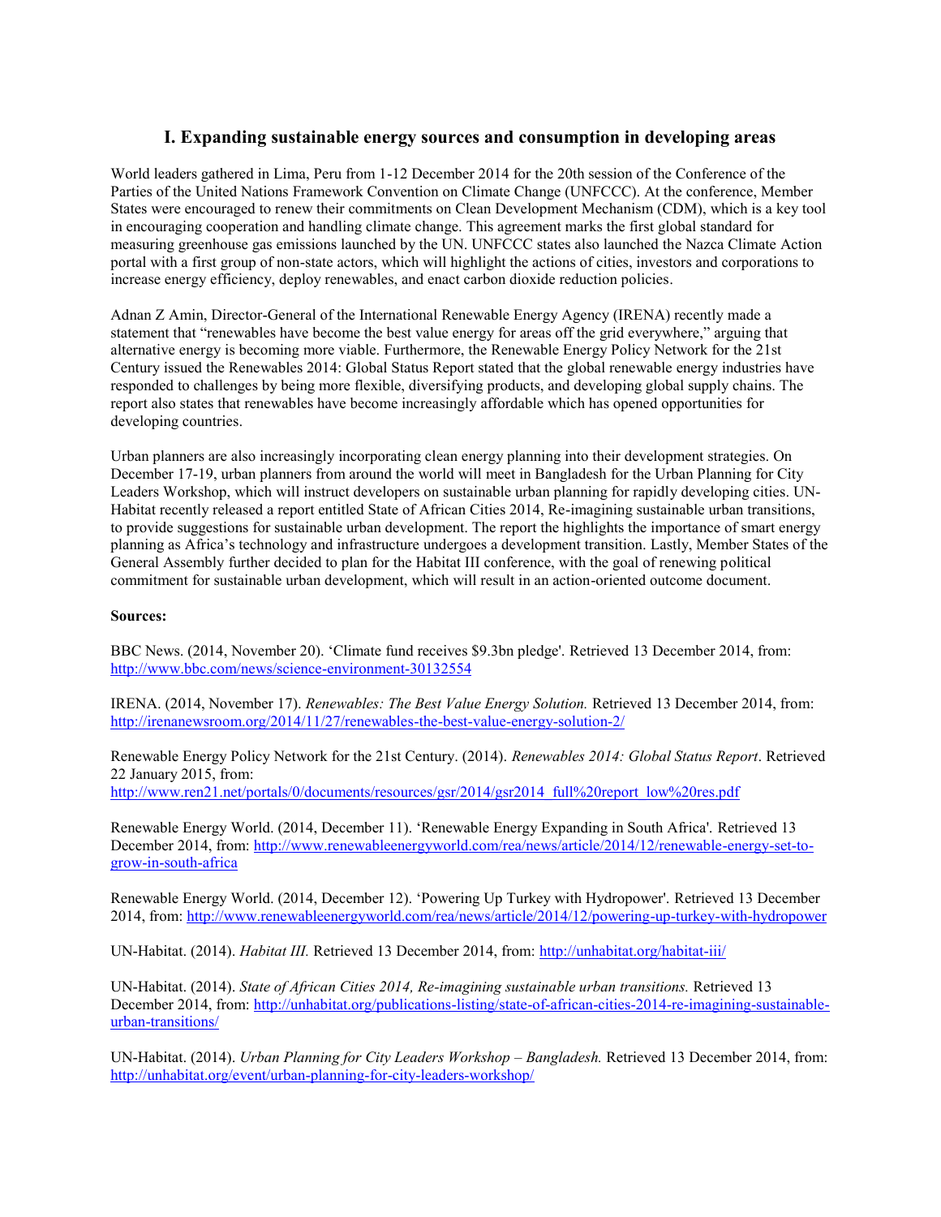## I. Expanding sustainable energy sources and consumption in developing areas

World leaders gathered in Lima, Peru from 1-12 December 2014 for the 20th session of the Conference of the Parties of the United Nations Framework Convention on Climate Change (UNFCCC). At the conference, Member States were encouraged to renew their commitments on Clean Development Mechanism (CDM), which is a key tool in encouraging cooperation and handling climate change. This agreement marks the first global standard for measuring greenhouse gas emissions launched by the UN. UNFCCC states also launched the Nazca Climate Action portal with a first group of non-state actors, which will highlight the actions of cities, investors and corporations to increase energy efficiency, deploy renewables, and enact carbon dioxide reduction policies.

Adnan Z Amin, Director-General of the International Renewable Energy Agency (IRENA) recently made a statement that "renewables have become the best value energy for areas off the grid everywhere," arguing that alternative energy is becoming more viable. Furthermore, the Renewable Energy Policy Network for the 21st Century issued the Renewables 2014: Global Status Report stated that the global renewable energy industries have responded to challenges by being more flexible, diversifying products, and developing global supply chains. The report also states that renewables have become increasingly affordable which has opened opportunities for developing countries.

Urban planners are also increasingly incorporating clean energy planning into their development strategies. On December 17-19, urban planners from around the world will meet in Bangladesh for the Urban Planning for City Leaders Workshop, which will instruct developers on sustainable urban planning for rapidly developing cities. UN-Habitat recently released a report entitled State of African Cities 2014, Re-imagining sustainable urban transitions, to provide suggestions for sustainable urban development. The report the highlights the importance of smart energy planning as Africa's technology and infrastructure undergoes a development transition. Lastly, Member States of the General Assembly further decided to plan for the Habitat III conference, with the goal of renewing political commitment for sustainable urban development, which will result in an action-oriented outcome document.

**Sources:**

BBC News. (2014, November 20). 'Climate fund receives $9.3bn pledge'. Retrieved 13 December 2014, from: http://www.bbc.com/news/science-environment-30132554

IRENA. (2014, November 17). *Renewables: The Best Value Energy Solution.* Retrieved 13 December 2014, from: http://irenanewsroom.org/2014/11/27/renewables-the-best-value-energy-solution-2/

Renewable Energy Policy Network for the 21st Century. (2014). *Renewables 2014: Global Status Report*. Retrieved 22 January 2015, from: http://www.ren21.net/portals/0/documents/resources/gsr/2014/gsr2014_full%20report_low%20res.pdf

Renewable Energy World. (2014, December 11). 'Renewable Energy Expanding in South Africa'. Retrieved 13 December 2014, from: http://www.renewableenergyworld.com/rea/news/article/2014/12/renewable-energy-set-to-grow-in-south-africa

Renewable Energy World. (2014, December 12). 'Powering Up Turkey with Hydropower'. Retrieved 13 December 2014, from: http://www.renewableenergyworld.com/rea/news/article/2014/12/powering-up-turkey-with-hydropower

UN-Habitat. (2014). *Habitat III.* Retrieved 13 December 2014, from: http://unhabitat.org/habitat-iii/

UN-Habitat. (2014). *State of African Cities 2014, Re-imagining sustainable urban transitions.* Retrieved 13 December 2014, from: http://unhabitat.org/publications-listing/state-of-african-cities-2014-re-imagining-sustainable-urban-transitions/

UN-Habitat. (2014). *Urban Planning for City Leaders Workshop – Bangladesh.* Retrieved 13 December 2014, from: http://unhabitat.org/event/urban-planning-for-city-leaders-workshop/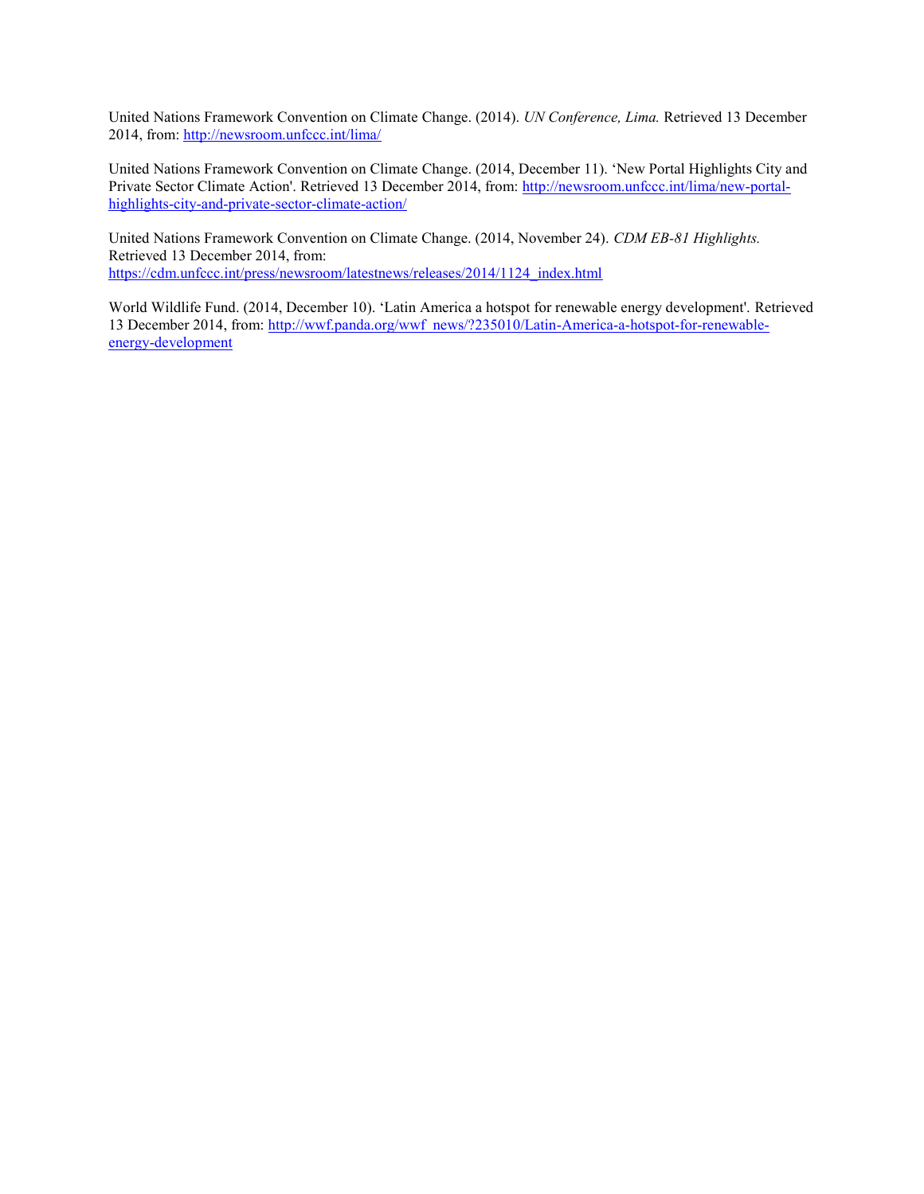United Nations Framework Convention on Climate Change. (2014). *UN Conference, Lima.* Retrieved 13 December 2014, from: http://newsroom.unfccc.int/lima/

United Nations Framework Convention on Climate Change. (2014, December 11). 'New Portal Highlights City and Private Sector Climate Action'. Retrieved 13 December 2014, from: http://newsroom.unfccc.int/lima/new-portal-highlights-city-and-private-sector-climate-action/

United Nations Framework Convention on Climate Change. (2014, November 24). *CDM EB-81 Highlights.* Retrieved 13 December 2014, from: https://cdm.unfccc.int/press/newsroom/latestnews/releases/2014/1124_index.html

World Wildlife Fund. (2014, December 10). 'Latin America a hotspot for renewable energy development'. Retrieved 13 December 2014, from: http://wwf.panda.org/wwf_news/?235010/Latin-America-a-hotspot-for-renewable-energy-development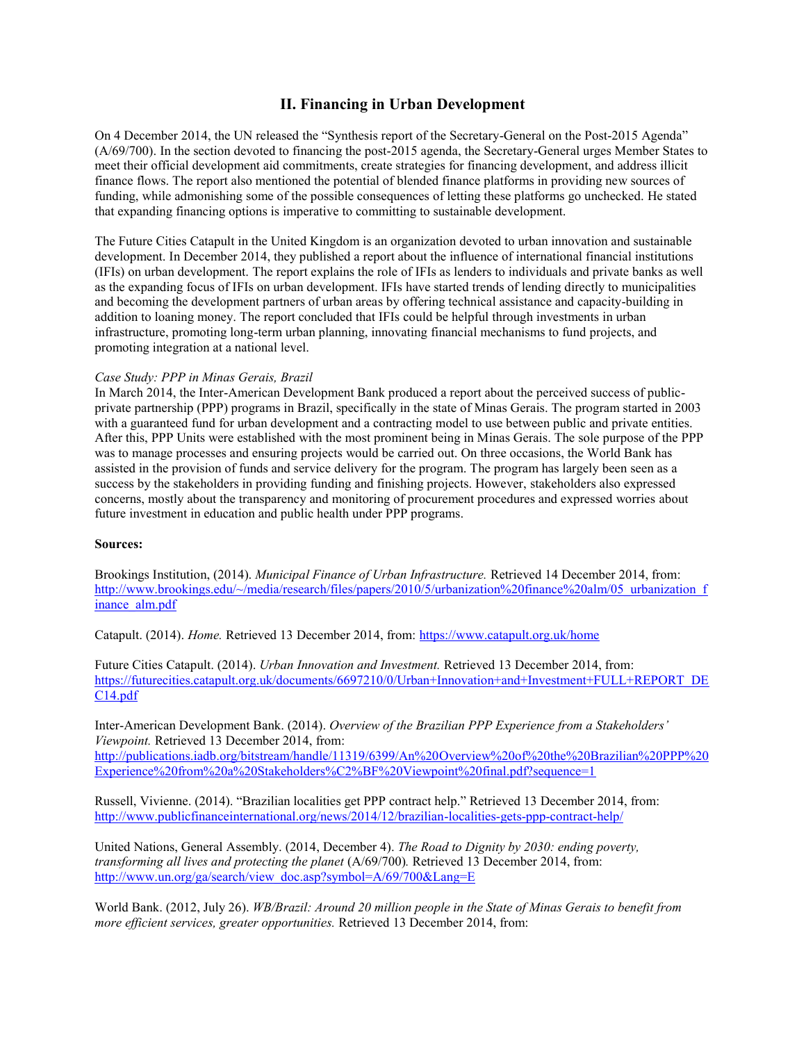## II. Financing in Urban Development

On 4 December 2014, the UN released the "Synthesis report of the Secretary-General on the Post-2015 Agenda" (A/69/700). In the section devoted to financing the post-2015 agenda, the Secretary-General urges Member States to meet their official development aid commitments, create strategies for financing development, and address illicit finance flows. The report also mentioned the potential of blended finance platforms in providing new sources of funding, while admonishing some of the possible consequences of letting these platforms go unchecked. He stated that expanding financing options is imperative to committing to sustainable development.

The Future Cities Catapult in the United Kingdom is an organization devoted to urban innovation and sustainable development. In December 2014, they published a report about the influence of international financial institutions (IFIs) on urban development. The report explains the role of IFIs as lenders to individuals and private banks as well as the expanding focus of IFIs on urban development. IFIs have started trends of lending directly to municipalities and becoming the development partners of urban areas by offering technical assistance and capacity-building in addition to loaning money. The report concluded that IFIs could be helpful through investments in urban infrastructure, promoting long-term urban planning, innovating financial mechanisms to fund projects, and promoting integration at a national level.

*Case Study: PPP in Minas Gerais, Brazil*

In March 2014, the Inter-American Development Bank produced a report about the perceived success of public-private partnership (PPP) programs in Brazil, specifically in the state of Minas Gerais. The program started in 2003 with a guaranteed fund for urban development and a contracting model to use between public and private entities. After this, PPP Units were established with the most prominent being in Minas Gerais. The sole purpose of the PPP was to manage processes and ensuring projects would be carried out. On three occasions, the World Bank has assisted in the provision of funds and service delivery for the program. The program has largely been seen as a success by the stakeholders in providing funding and finishing projects. However, stakeholders also expressed concerns, mostly about the transparency and monitoring of procurement procedures and expressed worries about future investment in education and public health under PPP programs.

**Sources:**

Brookings Institution, (2014). *Municipal Finance of Urban Infrastructure.* Retrieved 14 December 2014, from: http://www.brookings.edu/~/media/research/files/papers/2010/5/urbanization%20finance%20alm/05_urbanization_finance_alm.pdf

Catapult. (2014). *Home.* Retrieved 13 December 2014, from: https://www.catapult.org.uk/home

Future Cities Catapult. (2014). *Urban Innovation and Investment.* Retrieved 13 December 2014, from: https://futurecities.catapult.org.uk/documents/6697210/0/Urban+Innovation+and+Investment+FULL+REPORT_DEC14.pdf

Inter-American Development Bank. (2014). *Overview of the Brazilian PPP Experience from a Stakeholders' Viewpoint.* Retrieved 13 December 2014, from: http://publications.iadb.org/bitstream/handle/11319/6399/An%20Overview%20of%20the%20Brazilian%20PPP%20Experience%20from%20a%20Stakeholders%C2%BF%20Viewpoint%20final.pdf?sequence=1

Russell, Vivienne. (2014). "Brazilian localities get PPP contract help." Retrieved 13 December 2014, from: http://www.publicfinanceinternational.org/news/2014/12/brazilian-localities-gets-ppp-contract-help/

United Nations, General Assembly. (2014, December 4). *The Road to Dignity by 2030: ending poverty, transforming all lives and protecting the planet* (A/69/700)*.* Retrieved 13 December 2014, from: http://www.un.org/ga/search/view_doc.asp?symbol=A/69/700&Lang=E

World Bank. (2012, July 26). *WB/Brazil: Around 20 million people in the State of Minas Gerais to benefit from more efficient services, greater opportunities.* Retrieved 13 December 2014, from: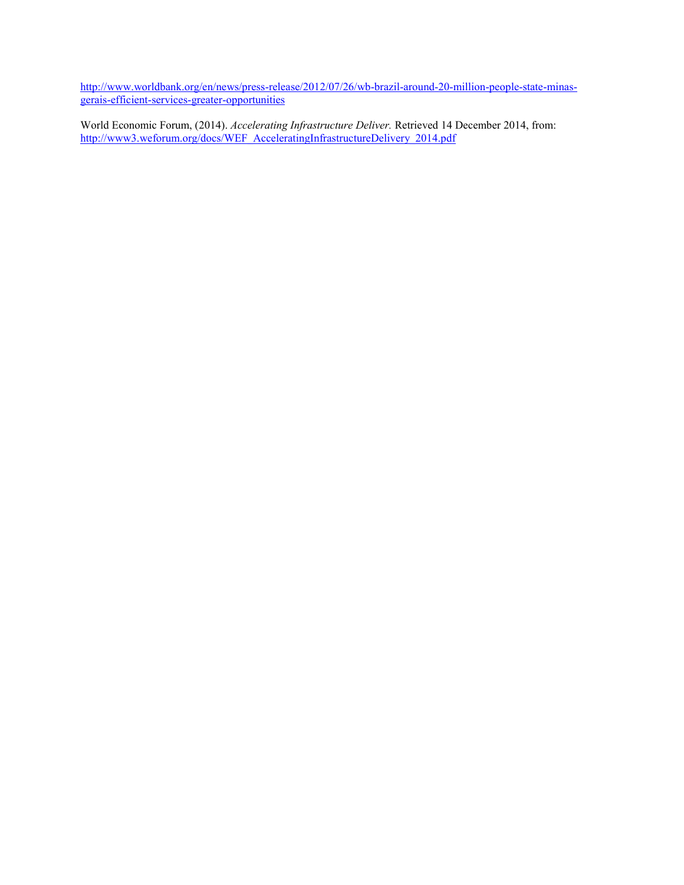http://www.worldbank.org/en/news/press-release/2012/07/26/wb-brazil-around-20-million-people-state-minas-gerais-efficient-services-greater-opportunities

World Economic Forum, (2014). *Accelerating Infrastructure Deliver.* Retrieved 14 December 2014, from: http://www3.weforum.org/docs/WEF_AcceleratingInfrastructureDelivery_2014.pdf